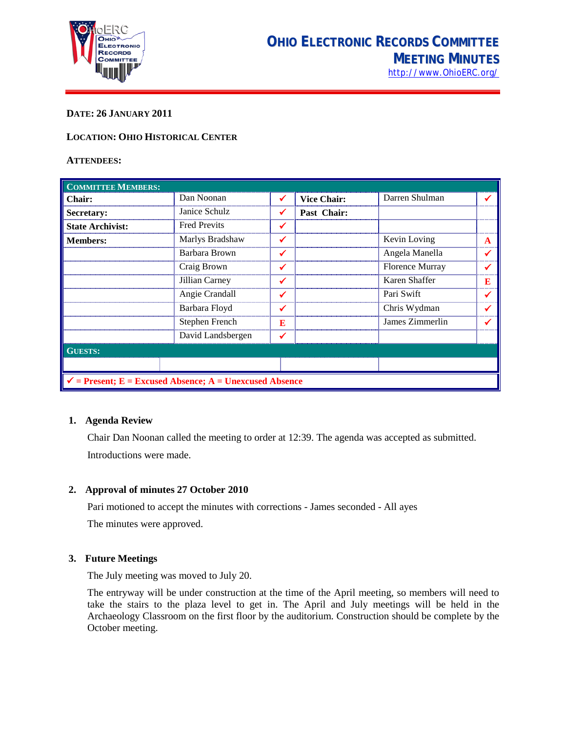# OHIO ELECTRONIC RECORDS COMMITTEE
## MEETING MINUTES

http://www.OhioERC.org/

**DATE: 26 JANUARY 2011**

**LOCATION: OHIO HISTORICAL CENTER**

**ATTENDEES:**

| **COMMITTEE MEMBERS:** | | | | | |
|---|---|---|---|---|---|
| **Chair:** | Dan Noonan | ✓ | **Vice Chair:** | Darren Shulman | ✓ |
| **Secretary:** | Janice Schulz | ✓ | **Past Chair:** | | |
| **State Archivist:** | Fred Previts | ✓ | | | |
| **Members:** | Marlys Bradshaw | ✓ | | Kevin Loving | A |
| | Barbara Brown | ✓ | | Angela Manella | ✓ |
| | Craig Brown | ✓ | | Florence Murray | ✓ |
| | Jillian Carney | ✓ | | Karen Shaffer | E |
| | Angie Crandall | ✓ | | Pari Swift | ✓ |
| | Barbara Floyd | ✓ | | Chris Wydman | ✓ |
| | Stephen French | E | | James Zimmerlin | ✓ |
| | David Landsbergen | ✓ | | | |
| **GUESTS:** | | | | | |
| | | | | | |

✓ = Present; E = Excused Absence; A = Unexcused Absence

### 1. Agenda Review

Chair Dan Noonan called the meeting to order at 12:39. The agenda was accepted as submitted.

Introductions were made.

### 2. Approval of minutes 27 October 2010

Pari motioned to accept the minutes with corrections - James seconded - All ayes

The minutes were approved.

### 3. Future Meetings

The July meeting was moved to July 20.

The entryway will be under construction at the time of the April meeting, so members will need to take the stairs to the plaza level to get in. The April and July meetings will be held in the Archaeology Classroom on the first floor by the auditorium. Construction should be complete by the October meeting.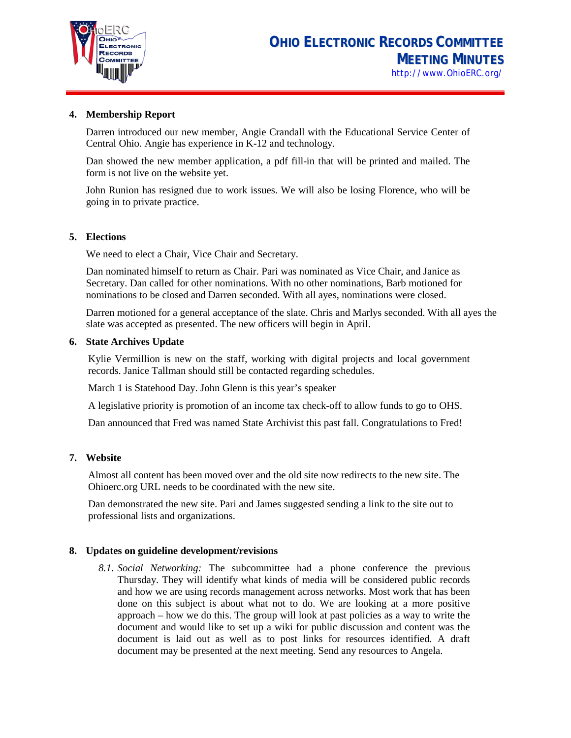### 4. Membership Report

Darren introduced our new member, Angie Crandall with the Educational Service Center of Central Ohio. Angie has experience in K-12 and technology.

Dan showed the new member application, a pdf fill-in that will be printed and mailed. The form is not live on the website yet.

John Runion has resigned due to work issues. We will also be losing Florence, who will be going in to private practice.

### 5. Elections

We need to elect a Chair, Vice Chair and Secretary.

Dan nominated himself to return as Chair. Pari was nominated as Vice Chair, and Janice as Secretary. Dan called for other nominations. With no other nominations, Barb motioned for nominations to be closed and Darren seconded. With all ayes, nominations were closed.

Darren motioned for a general acceptance of the slate. Chris and Marlys seconded. With all ayes the slate was accepted as presented. The new officers will begin in April.

### 6. State Archives Update

Kylie Vermillion is new on the staff, working with digital projects and local government records. Janice Tallman should still be contacted regarding schedules.

March 1 is Statehood Day. John Glenn is this year's speaker

A legislative priority is promotion of an income tax check-off to allow funds to go to OHS.

Dan announced that Fred was named State Archivist this past fall. Congratulations to Fred!

### 7. Website

Almost all content has been moved over and the old site now redirects to the new site. The Ohioerc.org URL needs to be coordinated with the new site.

Dan demonstrated the new site. Pari and James suggested sending a link to the site out to professional lists and organizations.

### 8. Updates on guideline development/revisions

8.1. *Social Networking:* The subcommittee had a phone conference the previous Thursday. They will identify what kinds of media will be considered public records and how we are using records management across networks. Most work that has been done on this subject is about what not to do. We are looking at a more positive approach – how we do this. The group will look at past policies as a way to write the document and would like to set up a wiki for public discussion and content was the document is laid out as well as to post links for resources identified. A draft document may be presented at the next meeting. Send any resources to Angela.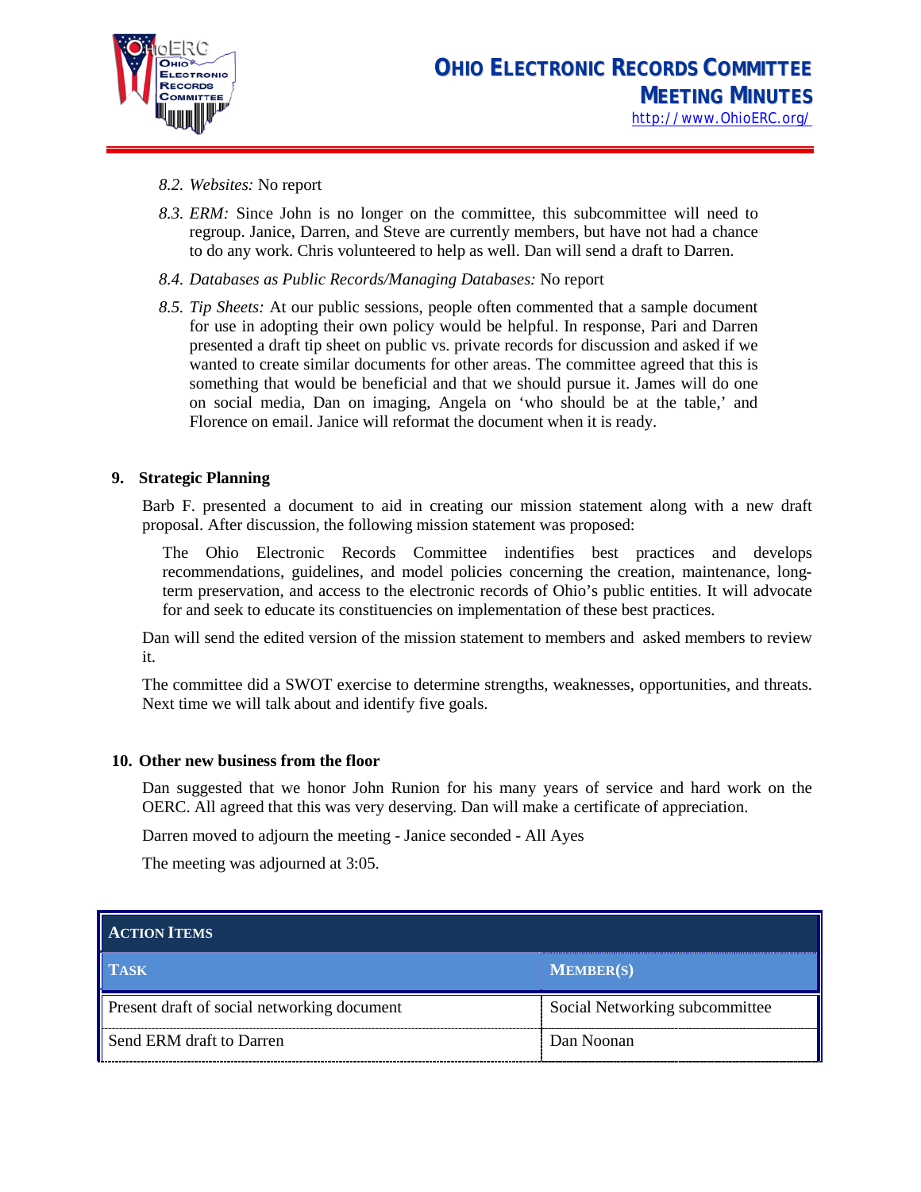*8.2. Websites:* No report

*8.3. ERM:* Since John is no longer on the committee, this subcommittee will need to regroup. Janice, Darren, and Steve are currently members, but have not had a chance to do any work. Chris volunteered to help as well. Dan will send a draft to Darren.

*8.4. Databases as Public Records/Managing Databases:* No report

*8.5. Tip Sheets:* At our public sessions, people often commented that a sample document for use in adopting their own policy would be helpful. In response, Pari and Darren presented a draft tip sheet on public vs. private records for discussion and asked if we wanted to create similar documents for other areas. The committee agreed that this is something that would be beneficial and that we should pursue it. James will do one on social media, Dan on imaging, Angela on 'who should be at the table,' and Florence on email. Janice will reformat the document when it is ready.

**9. Strategic Planning**

Barb F. presented a document to aid in creating our mission statement along with a new draft proposal. After discussion, the following mission statement was proposed:

> The Ohio Electronic Records Committee indentifies best practices and develops recommendations, guidelines, and model policies concerning the creation, maintenance, long-term preservation, and access to the electronic records of Ohio's public entities. It will advocate for and seek to educate its constituencies on implementation of these best practices.

Dan will send the edited version of the mission statement to members and asked members to review it.

The committee did a SWOT exercise to determine strengths, weaknesses, opportunities, and threats. Next time we will talk about and identify five goals.

**10. Other new business from the floor**

Dan suggested that we honor John Runion for his many years of service and hard work on the OERC. All agreed that this was very deserving. Dan will make a certificate of appreciation.

Darren moved to adjourn the meeting - Janice seconded - All Ayes

The meeting was adjourned at 3:05.

| **ACTION ITEMS** | |
|---|---|
| **TASK** | **MEMBER(S)** |
| Present draft of social networking document | Social Networking subcommittee |
| Send ERM draft to Darren | Dan Noonan |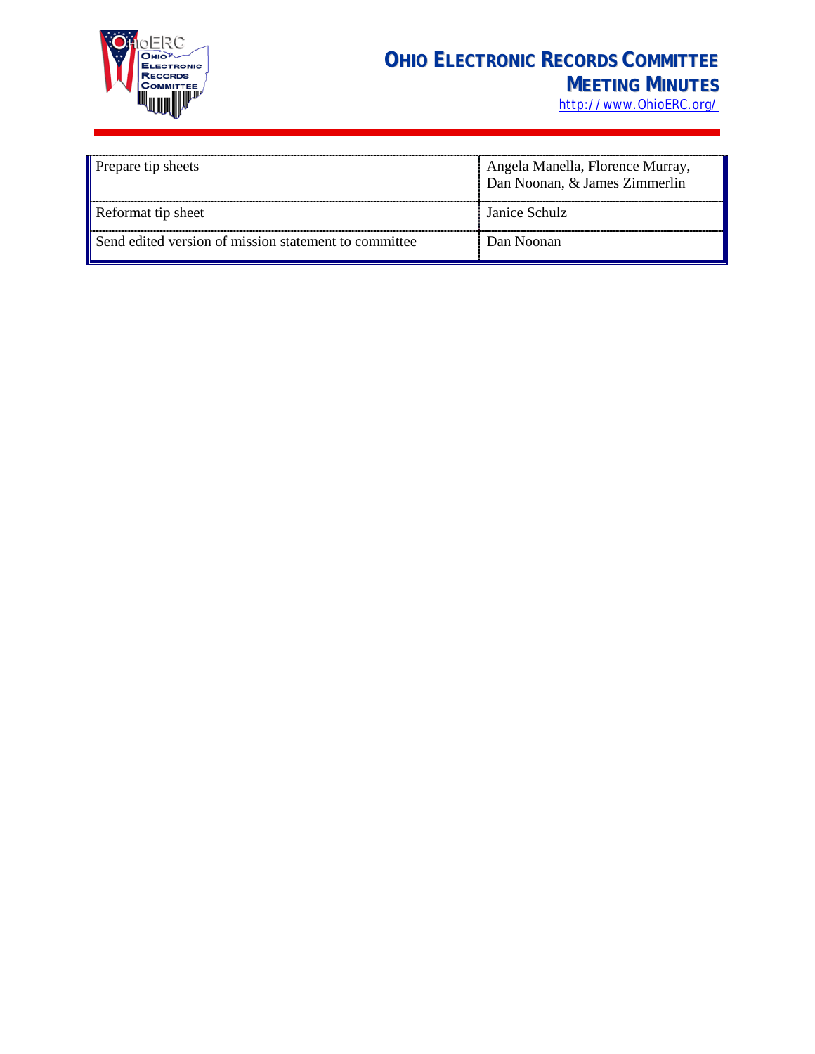| | |
|---|---|
| Prepare tip sheets | Angela Manella, Florence Murray, Dan Noonan, & James Zimmerlin |
| Reformat tip sheet | Janice Schulz |
| Send edited version of mission statement to committee | Dan Noonan |